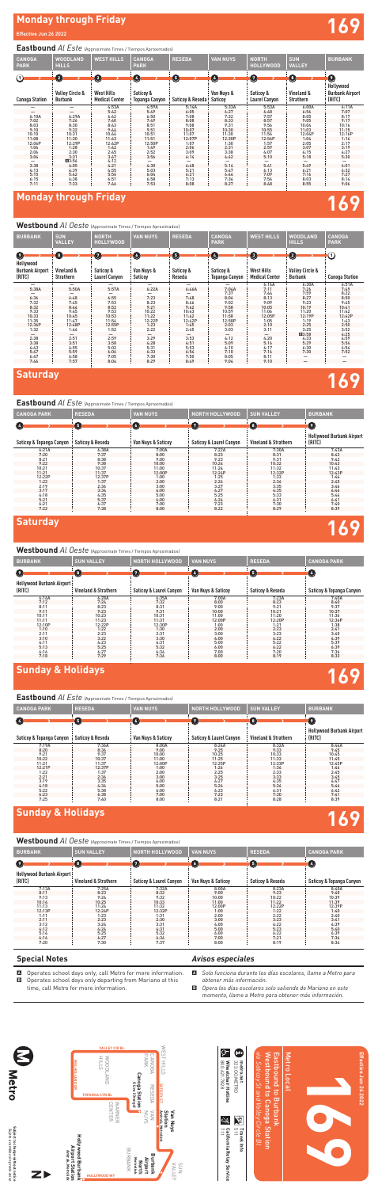# Monday through Friday

**169**

Effective Jun 26 2022

## Eastbound *Al Este* (Approximate Times / Tiempos Aproximados)

| CANOGA PARK | WOODLAND HILLS | WEST HILLS | CANOGA PARK | RESEDA | VAN NUYS | NORTH HOLLYWOOD | SUN VALLEY | BURBANK |
|---|---|---|---|---|---|---|---|---|
| 1 | 2 | 3 | 4 | 5 | 6 | 7 | 8 | 9 |
| Canoga Station | Valley Circle & Burbank | West Hills Medical Center | Saticoy & Topanga Canyon | Saticoy & Reseda | Van Nuys & Saticoy | Saticoy & Laurel Canyon | Vineland & Strathern | Hollywood Burbank Airport (RITC) |
| — | — | 4:53A | 4:59A | 5:16A | 5:33A | 5:53A | 6:00A | 6:11A |
| — | — | 5:42 | 5:49 | 6:05 | 6:27 | 6:48 | 6:56 | 7:07 |
| 6:10A | 6:29A | 6:42 | 6:50 | 7:08 | 7:32 | 7:57 | 8:05 | 8:17 |
| 7:02 | 7:26 | 7:40 | 7:49 | 8:08 | 8:33 | 8:57 | 9:05 | 9:17 |
| 8:03 | 8:30 | 8:43 | 8:51 | 9:08 | 9:31 | 9:56 | 10:04 | 10:16 |
| 9:10 | 9:32 | 9:44 | 9:51 | 10:07 | 10:30 | 10:55 | 11:03 | 11:15 |
| 10:10 | 10:31 | 10:44 | 10:51 | 11:07 | 11:30 | 11:56 | 12:04P | 12:16P |
| 11:08 | 11:30 | 11:43 | 11:51 | 12:07P | 12:30P | 12:56P | 1:04 | 1:16 |
| 12:06P | 12:29P | 12:42P | 12:50P | 1:07 | 1:30 | 1:57 | 2:05 | 2:17 |
| 1:04 | 1:28 | 1:42 | 1:49 | 2:06 | 2:31 | 2:59 | 3:07 | 3:19 |
| 2:06 | 2:30 | 2:45 | 2:52 | 3:09 | 3:38 | 4:07 | 4:15 | 4:27 |
| 3:04 | 3:31 | 3:47 | 3:56 | 4:14 | 4:42 | 5:10 | 5:18 | 5:30 |
| — | B3:56 | 4:12 | — | — | — | — | — | — |
| 3:38 | 4:05 | 4:21 | 4:30 | 4:48 | 5:16 | 5:41 | 5:49 | 6:01 |
| 4:13 | 4:39 | 4:55 | 5:03 | 5:21 | 5:47 | 6:13 | 6:21 | 6:32 |
| 5:15 | 5:42 | 5:56 | 6:04 | 6:21 | 6:44 | 7:09 | 7:16 | 7:27 |
| 6:15 | 6:38 | 6:51 | 6:58 | 7:13 | 7:34 | 7:56 | 8:03 | 8:14 |
| 7:11 | 7:33 | 7:46 | 7:53 | 8:08 | 8:27 | 8:48 | 8:55 | 9:06 |

# Monday through Friday

## Westbound *Al Oeste* (Approximate Times / Tiempos Aproximados)

| BURBANK | SUN VALLEY | NORTH HOLLYWOOD | VAN NUYS | RESEDA | CANOGA PARK | WEST HILLS | WOODLAND HILLS | CANOGA PARK |
|---|---|---|---|---|---|---|---|---|
| 9 | 8 | 7 | 6 | 5 | 4 | 3 | 2 | 1 |
| Hollywood Burbank Airport (RITC) | Vineland & Strathern | Saticoy & Laurel Canyon | Van Nuys & Saticoy | Saticoy & Reseda | Saticoy & Topanga Canyon | West Hills Medical Center | Valley Circle & Burbank | Canoga Station |
| — | — | — | — | — | — | 6:16A | 6:30A | 6:51A |
| 5:38A | 5:50A | 5:57A | 6:22A | 6:46A | 7:06A | 7:17 | 7:26 | 7:49 |
| — | — | — | — | — | — | — | 7:59 | 8:22 |
| 6:36 | 6:48 | 6:55 | 7:23 | 7:48 | 8:06 | 8:13 | 8:27 | 8:50 |
| 7:32 | 7:45 | 7:53 | 8:23 | 8:44 | 9:02 | 9:09 | 9:23 | 9:45 |
| 8:32 | 8:44 | 8:52 | 9:21 | 9:42 | 9:58 | 10:05 | 10:19 | 10:41 |
| 9:33 | 9:45 | 9:53 | 10:22 | 10:42 | 10:59 | 11:06 | 11:20 | 11:42 |
| 10:33 | 10:45 | 10:53 | 11:22 | 11:42 | 11:58 | 12:05P | 12:19P | 12:42P |
| 11:35 | 11:47 | 11:54 | 12:22P | 12:42P | 12:58P | 1:05 | 1:19 | 1:42 |
| 12:36P | 12:48P | 12:55P | 1:23 | 1:45 | 2:03 | 2:10 | 2:25 | 2:50 |
| 1:32 | 1:44 | 1:52 | 2:22 | 2:45 | 3:03 | 3:11 | 3:25 | 3:52 |
| — | — | — | — | — | — | — | B3:58 | 4:25 |
| 2:38 | 2:51 | 2:59 | 3:29 | 3:53 | 4:12 | 4:20 | 4:33 | 4:59 |
| 3:38 | 3:51 | 3:58 | 4:28 | 4:51 | 5:09 | 5:16 | 5:29 | 5:54 |
| 4:43 | 4:55 | 5:02 | 5:31 | 5:53 | 6:10 | 6:17 | 6:30 | 6:54 |
| 5:47 | 5:59 | 6:06 | 6:33 | 6:54 | 7:10 | 7:16 | 7:30 | 7:52 |
| 6:47 | 6:58 | 7:05 | 7:30 | 7:50 | 8:05 | 8:11 | — | — |
| 7:46 | 7:57 | 8:04 | 8:29 | 8:49 | 9:04 | 9:10 | — | — |

# Saturday

## Eastbound *Al Este* (Approximate Times / Tiempos Aproximados)

| CANOGA PARK | RESEDA | VAN NUYS | NORTH HOLLYWOOD | SUN VALLEY | BURBANK |
|---|---|---|---|---|---|
| 4 | 5 | 6 | 7 | 8 | 9 |
| Saticoy & Topanga Canyon | Saticoy & Reseda | Van Nuys & Saticoy | Saticoy & Laurel Canyon | Vineland & Strathern | Hollywood Burbank Airport (RITC) |
| 6:21A | 6:38A | 7:00A | 7:22A | 7:30A | 7:42A |
| 7:20 | 7:37 | 8:00 | 8:23 | 8:31 | 8:43 |
| 8:21 | 8:38 | 9:00 | 9:23 | 9:31 | 9:42 |
| 9:22 | 9:38 | 10:00 | 10:24 | 10:32 | 10:43 |
| 10:21 | 10:37 | 11:00 | 11:24 | 11:32 | 11:43 |
| 11:21 | 11:37 | 12:00P | 12:24P | 12:32P | 12:43P |
| 12:22P | 12:38P | 1:00 | 1:25 | 1:33 | 1:44 |
| 1:22 | 1:37 | 2:00 | 2:26 | 2:34 | 2:45 |
| 2:19 | 2:36 | 3:00 | 3:27 | 3:35 | 3:46 |
| 3:17 | 3:34 | 4:00 | 4:27 | 4:35 | 4:46 |
| 4:18 | 4:35 | 5:00 | 5:25 | 5:33 | 5:44 |
| 5:21 | 5:37 | 6:00 | 6:24 | 6:31 | 6:41 |
| 6:21 | 6:37 | 7:00 | 7:23 | 7:30 | 7:40 |
| 7:22 | 7:38 | 8:00 | 8:22 | 8:29 | 8:39 |

# Saturday

## Westbound *Al Oeste* (Approximate Times / Tiempos Aproximados)

| BURBANK | SUN VALLEY | NORTH HOLLYWOOD | VAN NUYS | RESEDA | CANOGA PARK |
|---|---|---|---|---|---|
| 9 | 8 | 7 | 6 | 5 | 4 |
| Hollywood Burbank Airport (RITC) | Vineland & Strathern | Saticoy & Laurel Canyon | Van Nuys & Saticoy | Saticoy & Reseda | Saticoy & Topanga Canyon |
| 6:16A | 6:28A | 6:35A | 7:00A | 7:23A | 7:40A |
| 7:12 | 7:24 | 7:32 | 8:00 | 8:23 | 8:40 |
| 8:11 | 8:23 | 8:31 | 9:00 | 9:21 | 9:37 |
| 9:11 | 9:23 | 9:31 | 10:00 | 10:21 | 10:37 |
| 10:11 | 10:23 | 10:31 | 11:00 | 11:20 | 11:36 |
| 11:11 | 11:22 | 11:31 | 12:00P | 12:20P | 12:36P |
| 12:10P | 12:22P | 12:30P | 1:00 | 1:21 | 1:38 |
| 1:10 | 1:22 | 1:30 | 2:00 | 2:22 | 2:41 |
| 2:11 | 2:23 | 2:31 | 3:00 | 3:23 | 3:40 |
| 3:10 | 3:22 | 3:30 | 4:00 | 4:22 | 4:39 |
| 4:11 | 4:23 | 4:31 | 5:00 | 5:22 | 5:39 |
| 5:13 | 5:25 | 5:32 | 6:00 | 6:22 | 6:39 |
| 6:16 | 6:27 | 6:34 | 7:00 | 7:20 | 7:36 |
| 7:18 | 7:29 | 7:36 | 8:00 | 8:19 | 8:33 |

# Sunday & Holidays

## Eastbound *Al Este* (Approximate Times / Tiempos Aproximados)

| CANOGA PARK | RESEDA | VAN NUYS | NORTH HOLLYWOOD | SUN VALLEY | BURBANK |
|---|---|---|---|---|---|
| 4 | 5 | 6 | 7 | 8 | 9 |
| Saticoy & Topanga Canyon | Saticoy & Reseda | Van Nuys & Saticoy | Saticoy & Laurel Canyon | Vineland & Strathern | Hollywood Burbank Airport (RITC) |
| 7:19A | 7:36A | 8:00A | 8:24A | 8:32A | 8:44A |
| 8:20 | 8:36 | 9:00 | 9:25 | 9:33 | 9:45 |
| 9:21 | 9:37 | 10:00 | 10:25 | 10:33 | 10:45 |
| 10:22 | 10:37 | 11:00 | 11:25 | 11:33 | 11:45 |
| 11:21 | 11:37 | 12:00P | 12:25P | 12:33P | 12:45P |
| 12:21P | 12:37P | 1:00 | 1:26 | 1:34 | 1:46 |
| 1:22 | 1:37 | 2:00 | 2:25 | 2:33 | 2:45 |
| 2:21 | 2:36 | 3:00 | 3:25 | 3:33 | 3:45 |
| 3:19 | 3:35 | 4:00 | 4:27 | 4:35 | 4:47 |
| 4:18 | 4:34 | 5:00 | 5:26 | 5:34 | 5:46 |
| 5:22 | 5:38 | 6:00 | 6:23 | 6:31 | 6:42 |
| 6:23 | 6:38 | 7:00 | 7:23 | 7:30 | 7:41 |
| 7:25 | 7:40 | 8:00 | 8:21 | 8:28 | 8:39 |

# Sunday & Holidays

## Westbound *Al Oeste* (Approximate Times / Tiempos Aproximados)

| BURBANK | SUN VALLEY | NORTH HOLLYWOOD | VAN NUYS | RESEDA | CANOGA PARK |
|---|---|---|---|---|---|
| 9 | 8 | 7 | 6 | 5 | 4 |
| Hollywood Burbank Airport (RITC) | Vineland & Strathern | Saticoy & Laurel Canyon | Van Nuys & Saticoy | Saticoy & Reseda | Saticoy & Topanga Canyon |
| 7:13A | 7:25A | 7:32A | 8:00A | 8:23A | 8:40A |
| 8:11 | 8:23 | 8:32 | 9:00 | 9:23 | 9:40 |
| 9:13 | 9:24 | 9:32 | 10:00 | 10:22 | 10:39 |
| 10:14 | 10:25 | 10:33 | 11:00 | 11:22 | 11:39 |
| 11:13 | 11:24 | 11:32 | 12:00P | 12:22P | 12:39P |
| 12:13P | 12:24P | 12:32P | 1:00 | 1:22 | 1:40 |
| 1:11 | 1:23 | 1:31 | 2:00 | 2:22 | 2:40 |
| 2:11 | 2:23 | 2:30 | 3:00 | 3:23 | 3:41 |
| 3:12 | 3:24 | 3:31 | 4:00 | 4:22 | 4:39 |
| 4:12 | 4:24 | 4:31 | 5:00 | 5:23 | 5:40 |
| 5:14 | 5:25 | 5:32 | 6:00 | 6:22 | 6:39 |
| 6:16 | 6:27 | 6:34 | 7:00 | 7:21 | 7:36 |
| 7:20 | 7:30 | 7:37 | 8:00 | 8:19 | 8:34 |

## Special Notes

**A** Operates school days only, call Metro for more information.

**B** Operates school days only departing from Mariano at this time, call Metro for more information.

## Avisos especiales

**A** *Solo funciona durante los días escolares, llame a Metro para obtener más información.*

**B** *Opera los días escolares solo saliendo de Mariano en este momento, llame a Metro para obtener más información.*

**Metro Local**

**169**

Eastbound to Burbank
Westbound to Canoga Station
*via Saticoy St and Valley Circle Bl*

Effective Jun 26 2022

metro.net
323.GO.METRO

Wheelchair Hotline
800.621.7828

Travel Info
511

California Relay Service
711

Metro

Subject to change without notice
Sujeto a cambios sin previo aviso

VALLEY CIR BL · WEST HILLS · WOODLAND HILLS · WEST HILLS · CANOGA PARK · Canoga Station · Canoga Station (G Line) · RESEDA · TOPANGA CYN BL · WARNER CENTER · SATICOY ST · RESEDA · VAN NUYS · Van Nuys Station · VINELAND AV · NORTH HOLLYWOOD · Hollywood Burbank Airport Station · BURBANK · Burbank Airport North Station · SUN VALLEY · HOLLYWOOD WY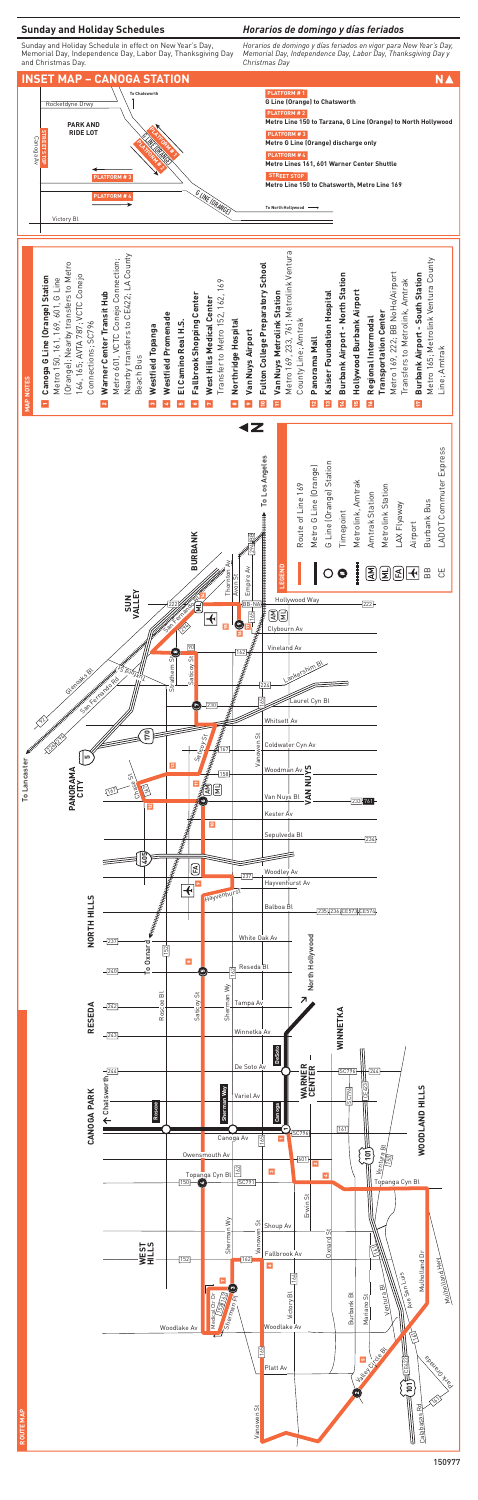## Sunday and Holiday Schedules

Sunday and Holiday Schedule in effect on New Year's Day, Memorial Day, Independence Day, Labor Day, Thanksgiving Day and Christmas Day.

## *Horarios de domingo y días feriados*

*Horarios de domingo y días feriados en vigor para New Year's Day, Memorial Day, Independence Day, Labor Day, Thanksgiving Day y Christmas Day*

## INSET MAP – CANOGA STATION

To Chatsworth
Rockefellow Drwy
Canoga Av
PARK AND RIDE LOT
STREET STOP
PLATFORM #1
PLATFORM #2
PLATFORM #3
PLATFORM #4
G LINE (ORANGE)
To North Hollywood
Victory Bl

**PLATFORM #1**
**G Line (Orange) to Chatsworth**

**PLATFORM #2**
**Metro Line 150 to Tarzana, G Line (Orange) to North Hollywood**

**PLATFORM #3**
**Metro G Line (Orange) discharge only**

**PLATFORM #4**
**Metro Lines 161, 601 Warner Center Shuttle**

**STREET STOP**
**Metro Line 150 to Chatsworth, Metro Line 169**

## MAP NOTES

1. **Canoga G Line (Orange) Station** Metro 150, 161, 169, 601; G Line (Orange); Nearby transfer to Metro 164, 165; AVTA 787; VCTC Conejo Connections; SC796
2. **Warner Center Transit Hub** Metro 601; VCTC Conejo Connection; Nearby transfers to CE422; LA County Beach Bus
3. **Westfield Topanga**
4. **Westfield Promenade**
5. **El Camino Real H.S.**
6. **Fallbrook Shopping Center**
7. **West Hills Medical Center** Transfer to Metro 152, 162, 169
8. **Northridge Hospital**
9. **Van Nuys Airport**
10. **Fulton College Preparatory School**
11. **Van Nuys Metrolink Station** Metro 169, 233, 761; Metrolink Ventura County Line; Amtrak
12. **Panorama Mall**
13. **Kaiser Foundation Hospital**
14. **Burbank Airport – North Station**
15. **Hollywood Burbank Airport**
16. **Regional Intermodal Transportation Center** Metro 169, 222; BB NoHo/Airport Transfers to Metrolink, Amtrak
17. **Burbank Airport – South Station** Metro 165; Metrolink Ventura County Line; Amtrak

## LEGEND

Route of Line 169
Metro G Line (Orange)
G Line (Orange) Station
Timepoint
Metrolink, Amtrak
AM Amtrak Station
ML Metrolink Station
FA LAX Flyaway
Airport
BB Burbank Bus
CE LADOT Commuter Express

## ROUTE MAP

To Lancaster
SUN VALLEY
BURBANK
To Los Angeles
PANORAMA CITY
VAN NUYS
NORTH HILLS
To Oxnard
RESEDA
North Hollywood
WINNETKA
CANOGA PARK
Chatsworth
WARNER CENTER
WOODLAND HILLS
WEST HILLS

Hollywood Way
Clybourn Av
Vineland Av
Lankershim Bl
Laurel Cyn Bl
Whitsett Av
Coldwater Cyn Av
Woodman Av
Van Nuys Bl
Kester Av
Sepulveda Bl
Woodley Av
Hayvenhurst Av
Balboa Bl
White Oak Av
Reseda Bl
Tampa Av
Winnetka Av
De Soto Av
Variel Av
Canoga Av
Owensmouth Av
Topanga Cyn Bl
Shoup Av
Fallbrook Av
Woodlake Av
Platt Av
Valley Circle Bl
Thornton Av
Empire Av
Glenoaks Bl
San Fernando Rd
Saticoy St
Sherman Wy
Roscoe Bl
Vanowen St
Victory Bl
Ventura Bl
Mulholland Dr
Calabasas Rd
Burbank Bl
Oxnard St
Erwin St
Mulholland Hwy

150977